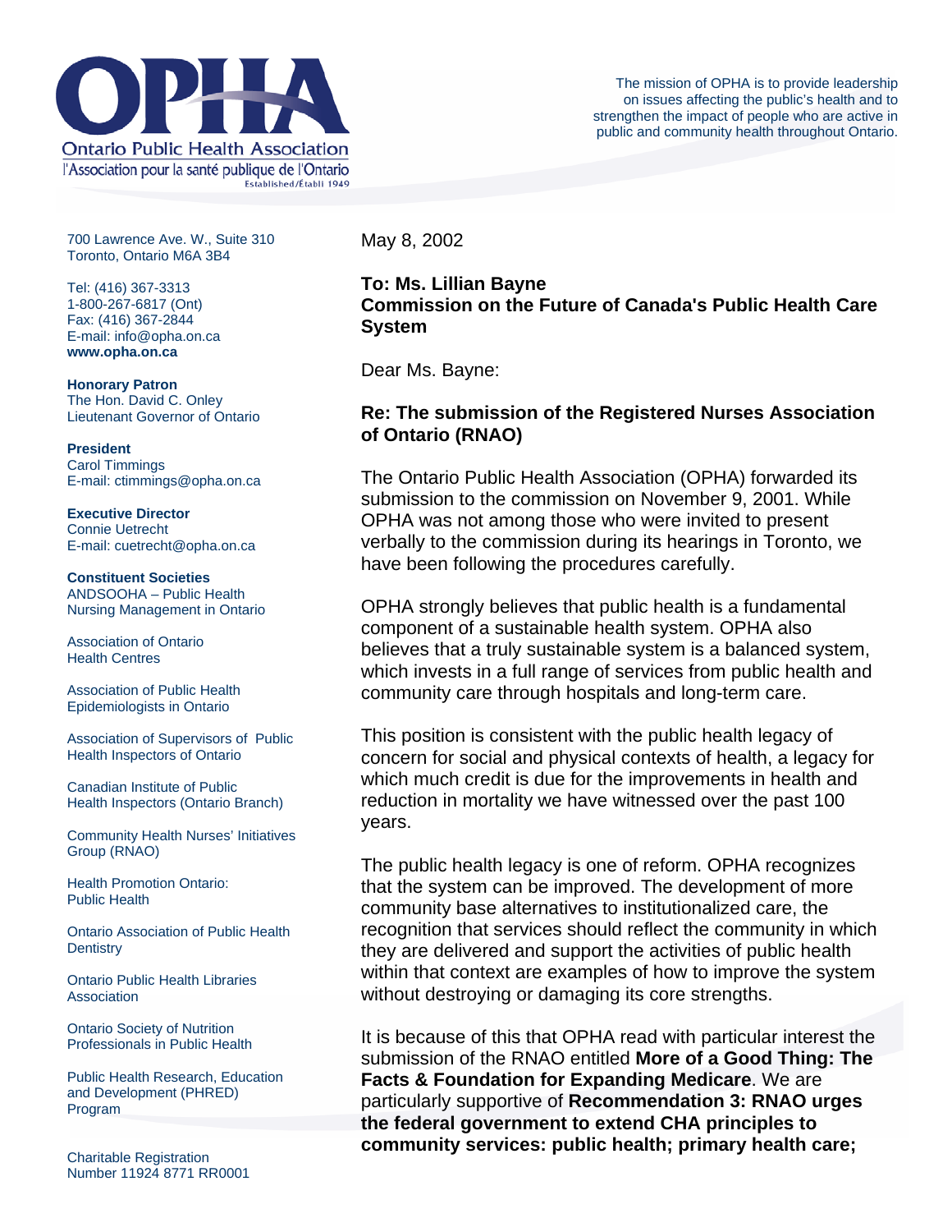**Ontario Public Health Association**
l'Association pour la santé publique de l'Ontario
Established/Établi 1949

The mission of OPHA is to provide leadership on issues affecting the public's health and to strengthen the impact of people who are active in public and community health throughout Ontario.

700 Lawrence Ave. W., Suite 310
Toronto, Ontario M6A 3B4

Tel: (416) 367-3313
1-800-267-6817 (Ont)
Fax: (416) 367-2844
E-mail: info@opha.on.ca
**www.opha.on.ca**

**Honorary Patron**
The Hon. David C. Onley
Lieutenant Governor of Ontario

**President**
Carol Timmings
E-mail: ctimmings@opha.on.ca

**Executive Director**
Connie Uetrecht
E-mail: cuetrecht@opha.on.ca

**Constituent Societies**

ANDSOOHA – Public Health Nursing Management in Ontario

Association of Ontario Health Centres

Association of Public Health Epidemiologists in Ontario

Association of Supervisors of Public Health Inspectors of Ontario

Canadian Institute of Public Health Inspectors (Ontario Branch)

Community Health Nurses' Initiatives Group (RNAO)

Health Promotion Ontario: Public Health

Ontario Association of Public Health Dentistry

Ontario Public Health Libraries Association

Ontario Society of Nutrition Professionals in Public Health

Public Health Research, Education and Development (PHRED) Program

Charitable Registration Number 11924 8771 RR0001

May 8, 2002

**To: Ms. Lillian Bayne**
**Commission on the Future of Canada's Public Health Care System**

Dear Ms. Bayne:

**Re: The submission of the Registered Nurses Association of Ontario (RNAO)**

The Ontario Public Health Association (OPHA) forwarded its submission to the commission on November 9, 2001. While OPHA was not among those who were invited to present verbally to the commission during its hearings in Toronto, we have been following the procedures carefully.

OPHA strongly believes that public health is a fundamental component of a sustainable health system. OPHA also believes that a truly sustainable system is a balanced system, which invests in a full range of services from public health and community care through hospitals and long-term care.

This position is consistent with the public health legacy of concern for social and physical contexts of health, a legacy for which much credit is due for the improvements in health and reduction in mortality we have witnessed over the past 100 years.

The public health legacy is one of reform. OPHA recognizes that the system can be improved. The development of more community base alternatives to institutionalized care, the recognition that services should reflect the community in which they are delivered and support the activities of public health within that context are examples of how to improve the system without destroying or damaging its core strengths.

It is because of this that OPHA read with particular interest the submission of the RNAO entitled **More of a Good Thing: The Facts & Foundation for Expanding Medicare**. We are particularly supportive of **Recommendation 3: RNAO urges the federal government to extend CHA principles to community services: public health; primary health care;**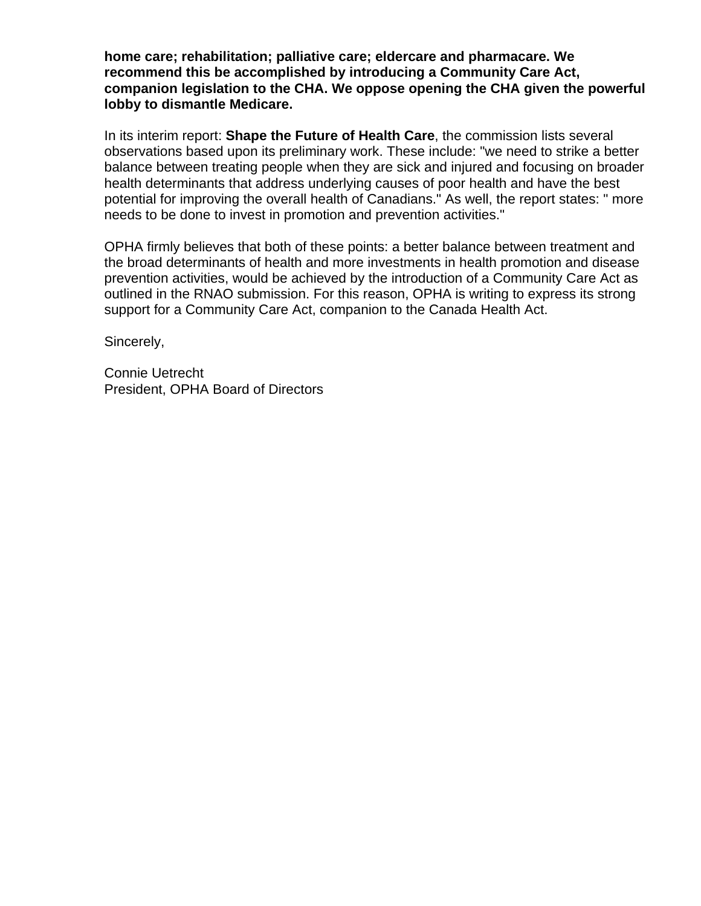**home care; rehabilitation; palliative care; eldercare and pharmacare. We recommend this be accomplished by introducing a Community Care Act, companion legislation to the CHA. We oppose opening the CHA given the powerful lobby to dismantle Medicare.**

In its interim report: **Shape the Future of Health Care**, the commission lists several observations based upon its preliminary work. These include: "we need to strike a better balance between treating people when they are sick and injured and focusing on broader health determinants that address underlying causes of poor health and have the best potential for improving the overall health of Canadians." As well, the report states: " more needs to be done to invest in promotion and prevention activities."

OPHA firmly believes that both of these points: a better balance between treatment and the broad determinants of health and more investments in health promotion and disease prevention activities, would be achieved by the introduction of a Community Care Act as outlined in the RNAO submission. For this reason, OPHA is writing to express its strong support for a Community Care Act, companion to the Canada Health Act.

Sincerely,

Connie Uetrecht
President, OPHA Board of Directors